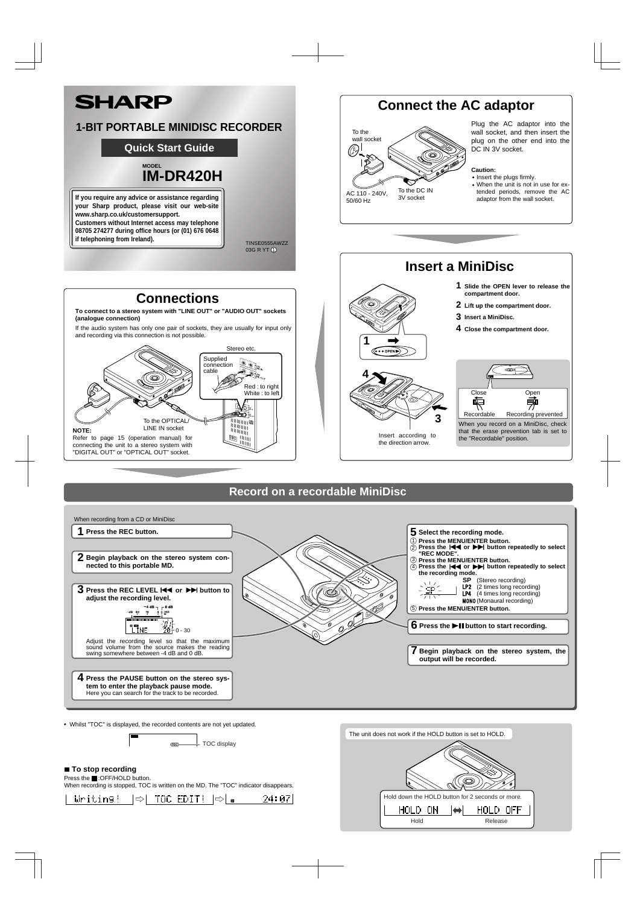# SHARP

## 1-BIT PORTABLE MINIDISC RECORDER

**Quick Start Guide**

MODEL
**IM-DR420H**

**If you require any advice or assistance regarding your Sharp product, please visit our web-site www.sharp.co.uk/customersupport.**
**Customers without Internet access may telephone 08705 274277 during office hours (or (01) 676 0648 if telephoning from Ireland).**

TINSE0555AWZZ
03G R YT ①

## Connections

**To connect to a stereo system with "LINE OUT" or "AUDIO OUT" sockets (analogue connection)**

If the audio system has only one pair of sockets, they are usually for input only and recording via this connection is not possible.

Stereo etc.

Supplied connection cable

Red : to right
White : to left

To the OPTICAL/ LINE IN socket

**NOTE:**
Refer to page 15 (operation manual) for connecting the unit to a stereo system with "DIGITAL OUT" or "OPTICAL OUT" socket.

## Connect the AC adaptor

To the wall socket

AC 110 - 240V, 50/60 Hz

To the DC IN 3V socket

Plug the AC adaptor into the wall socket, and then insert the plug on the other end into the DC IN 3V socket.

**Caution:**
- Insert the plugs firmly.
- When the unit is not in use for extended periods, remove the AC adaptor from the wall socket.

## Insert a MiniDisc

1. **Slide the OPEN lever to release the compartment door.**
2. **Lift up the compartment door.**
3. **Insert a MiniDisc.**
4. **Close the compartment door.**

Insert according to the direction arrow.

Close — Recordable
Open — Recording prevented

When you record on a MiniDisc, check that the erase prevention tab is set to the "Recordable" position.

## Record on a recordable MiniDisc

When recording from a CD or MiniDisc

**1 Press the REC button.**

**2 Begin playback on the stereo system connected to this portable MD.**

**3 Press the REC LEVEL |◀◀ or ▶▶| button to adjust the recording level.**

-4 dB　0 dB
LINE　20　0 - 30

Adjust the recording level so that the maximum sound volume from the source makes the reading swing somewhere between -4 dB and 0 dB.

**4 Press the PAUSE button on the stereo system to enter the playback pause mode.**
Here you can search for the track to be recorded.

**5 Select the recording mode.**
① **Press the MENU/ENTER button.**
② **Press the |◀◀ or ▶▶| button repeatedly to select "REC MODE".**
③ **Press the MENU/ENTER button.**
④ **Press the |◀◀ or ▶▶| button repeatedly to select the recording mode.**
- **SP** (Stereo recording)
- **LP2** (2 times long recording)
- **LP4** (4 times long recording)
- **MONO** (Monaural recording)

⑤ **Press the MENU/ENTER button.**

**6 Press the ▶II button to start recording.**

**7 Begin playback on the stereo system, the output will be recorded.**

- Whilst "TOC" is displayed, the recorded contents are not yet updated.

TOC display

**■ To stop recording**

Press the ■ :OFF/HOLD button.
When recording is stopped, TOC is written on the MD. The "TOC" indicator disappears.

Writing! ⇨ TOC EDIT! ⇨ 24:07

The unit does not work if the HOLD button is set to HOLD.

Hold down the HOLD button for 2 seconds or more.

HOLD ON ⟷ HOLD OFF
Hold　Release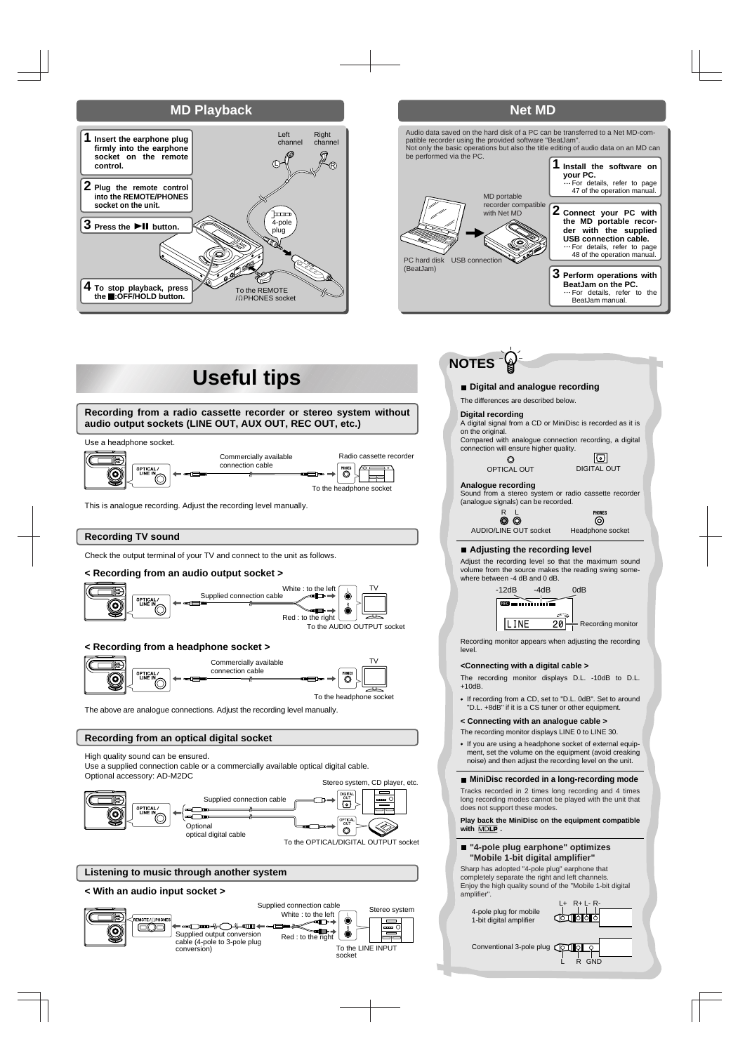## MD Playback

**1** **Insert the earphone plug firmly into the earphone socket on the remote control.**

**2** **Plug the remote control into the REMOTE/PHONES socket on the unit.**

**3** **Press the ►II button.**

**4** **To stop playback, press the ■:OFF/HOLD button.**

Left channel

Right channel

4-pole plug

To the REMOTE /Ω PHONES socket

## Net MD

Audio data saved on the hard disk of a PC can be transferred to a Net MD-compatible recorder using the provided software "BeatJam".
Not only the basic operations but also the title editing of audio data on an MD can be performed via the PC.

**1** **Install the software on your PC.**
··· For details, refer to page 47 of the operation manual.

**2** **Connect your PC with the MD portable recorder with the supplied USB connection cable.**
··· For details, refer to page 48 of the operation manual.

**3** **Perform operations with BeatJam on the PC.**
··· For details, refer to the BeatJam manual.

MD portable recorder compatible with Net MD

PC hard disk (BeatJam)

USB connection

# Useful tips

### Recording from a radio cassette recorder or stereo system without audio output sockets (LINE OUT, AUX OUT, REC OUT, etc.)

Use a headphone socket.

OPTICAL / LINE IN

Commercially available connection cable

Radio cassette recorder

PHONES

To the headphone socket

This is analogue recording. Adjust the recording level manually.

### Recording TV sound

Check the output terminal of your TV and connect to the unit as follows.

**< Recording from an audio output socket >**

OPTICAL / LINE IN

Supplied connection cable

White : to the left

Red : to the right

TV

To the AUDIO OUTPUT socket

**< Recording from a headphone socket >**

OPTICAL / LINE IN

Commercially available connection cable

TV

PHONES

To the headphone socket

The above are analogue connections. Adjust the recording level manually.

### Recording from an optical digital socket

High quality sound can be ensured.
Use a supplied connection cable or a commercially available optical digital cable.
Optional accessory: AD-M2DC

OPTICAL / LINE IN

Supplied connection cable

Optional optical digital cable

Stereo system, CD player, etc.

DIGITAL OUT

OPTICAL OUT

To the OPTICAL/DIGITAL OUTPUT socket

### Listening to music through another system

**< With an audio input socket >**

REMOTE/Ω PHONES

Supplied connection cable

White : to the left

Red : to the right

Supplied output conversion cable (4-pole to 3-pole plug conversion)

Stereo system

To the LINE INPUT socket

## NOTES

### ■ Digital and analogue recording

The differences are described below.

**Digital recording**
A digital signal from a CD or MiniDisc is recorded as it is on the original.
Compared with analogue connection recording, a digital connection will ensure higher quality.

OPTICAL OUT    DIGITAL OUT

**Analogue recording**
Sound from a stereo system or radio cassette recorder (analogue signals) can be recorded.

R L    PHONES

AUDIO/LINE OUT socket    Headphone socket

### ■ Adjusting the recording level

Adjust the recording level so that the maximum sound volume from the source makes the reading swing somewhere between -4 dB and 0 dB.

-12dB    -4dB    0dB

REC

LINE 20

Recording monitor

Recording monitor appears when adjusting the recording level.

**<Connecting with a digital cable >**

The recording monitor displays D.L. -10dB to D.L. +10dB.

- If recording from a CD, set to "D.L. 0dB". Set to around "D.L. +8dB" if it is a CS tuner or other equipment.

**< Connecting with an analogue cable >**

The recording monitor displays LINE 0 to LINE 30.

- If you are using a headphone socket of external equipment, set the volume on the equipment (avoid creaking noise) and then adjust the recording level on the unit.

### ■ MiniDisc recorded in a long-recording mode

Tracks recorded in 2 times long recording and 4 times long recording modes cannot be played with the unit that does not support these modes.

**Play back the MiniDisc on the equipment compatible with MDLP .**

### ■ "4-pole plug earphone" optimizes "Mobile 1-bit digital amplifier"

Sharp has adopted "4-pole plug" earphone that completely separate the right and left channels.
Enjoy the high quality sound of the "Mobile 1-bit digital amplifier".

4-pole plug for mobile 1-bit digital amplifier

L+ R+ L- R-

Conventional 3-pole plug

L R GND